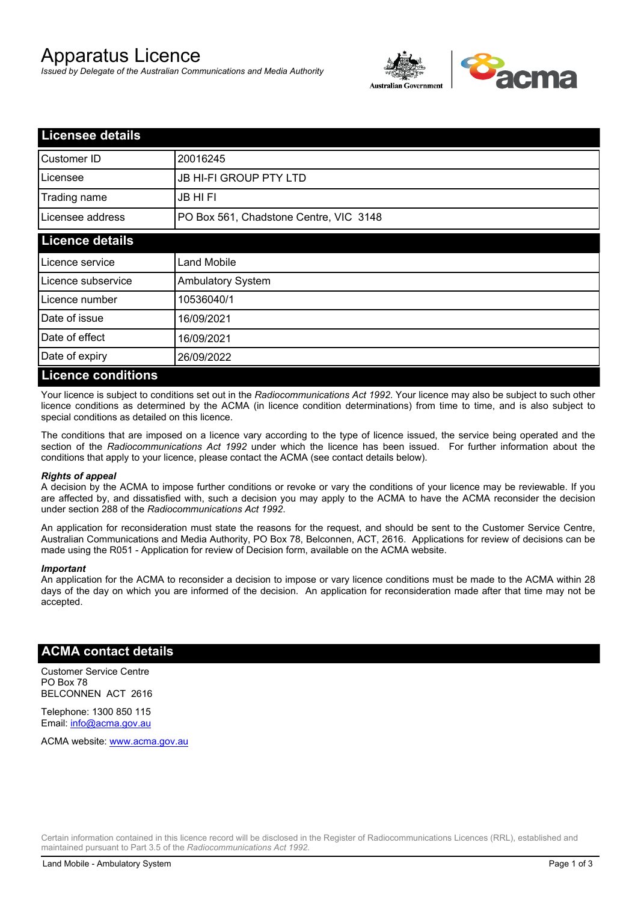# Apparatus Licence

*Issued by Delegate of the Australian Communications and Media Authority*

## Licensee details

| | |
|---|---|
| Customer ID | 20016245 |
| Licensee | JB HI-FI GROUP PTY LTD |
| Trading name | JB HI FI |
| Licensee address | PO Box 561, Chadstone Centre, VIC 3148 |

## Licence details

| | |
|---|---|
| Licence service | Land Mobile |
| Licence subservice | Ambulatory System |
| Licence number | 10536040/1 |
| Date of issue | 16/09/2021 |
| Date of effect | 16/09/2021 |
| Date of expiry | 26/09/2022 |

## Licence conditions

Your licence is subject to conditions set out in the *Radiocommunications Act 1992*. Your licence may also be subject to such other licence conditions as determined by the ACMA (in licence condition determinations) from time to time, and is also subject to special conditions as detailed on this licence.

The conditions that are imposed on a licence vary according to the type of licence issued, the service being operated and the section of the *Radiocommunications Act 1992* under which the licence has been issued. For further information about the conditions that apply to your licence, please contact the ACMA (see contact details below).

#### *Rights of appeal*

A decision by the ACMA to impose further conditions or revoke or vary the conditions of your licence may be reviewable. If you are affected by, and dissatisfied with, such a decision you may apply to the ACMA to have the ACMA reconsider the decision under section 288 of the *Radiocommunications Act 1992*.

An application for reconsideration must state the reasons for the request, and should be sent to the Customer Service Centre, Australian Communications and Media Authority, PO Box 78, Belconnen, ACT, 2616. Applications for review of decisions can be made using the R051 - Application for review of Decision form, available on the ACMA website.

#### *Important*

An application for the ACMA to reconsider a decision to impose or vary licence conditions must be made to the ACMA within 28 days of the day on which you are informed of the decision. An application for reconsideration made after that time may not be accepted.

## ACMA contact details

Customer Service Centre
PO Box 78
BELCONNEN ACT 2616

Telephone: 1300 850 115
Email: info@acma.gov.au

ACMA website: www.acma.gov.au

Certain information contained in this licence record will be disclosed in the Register of Radiocommunications Licences (RRL), established and maintained pursuant to Part 3.5 of the *Radiocommunications Act 1992.*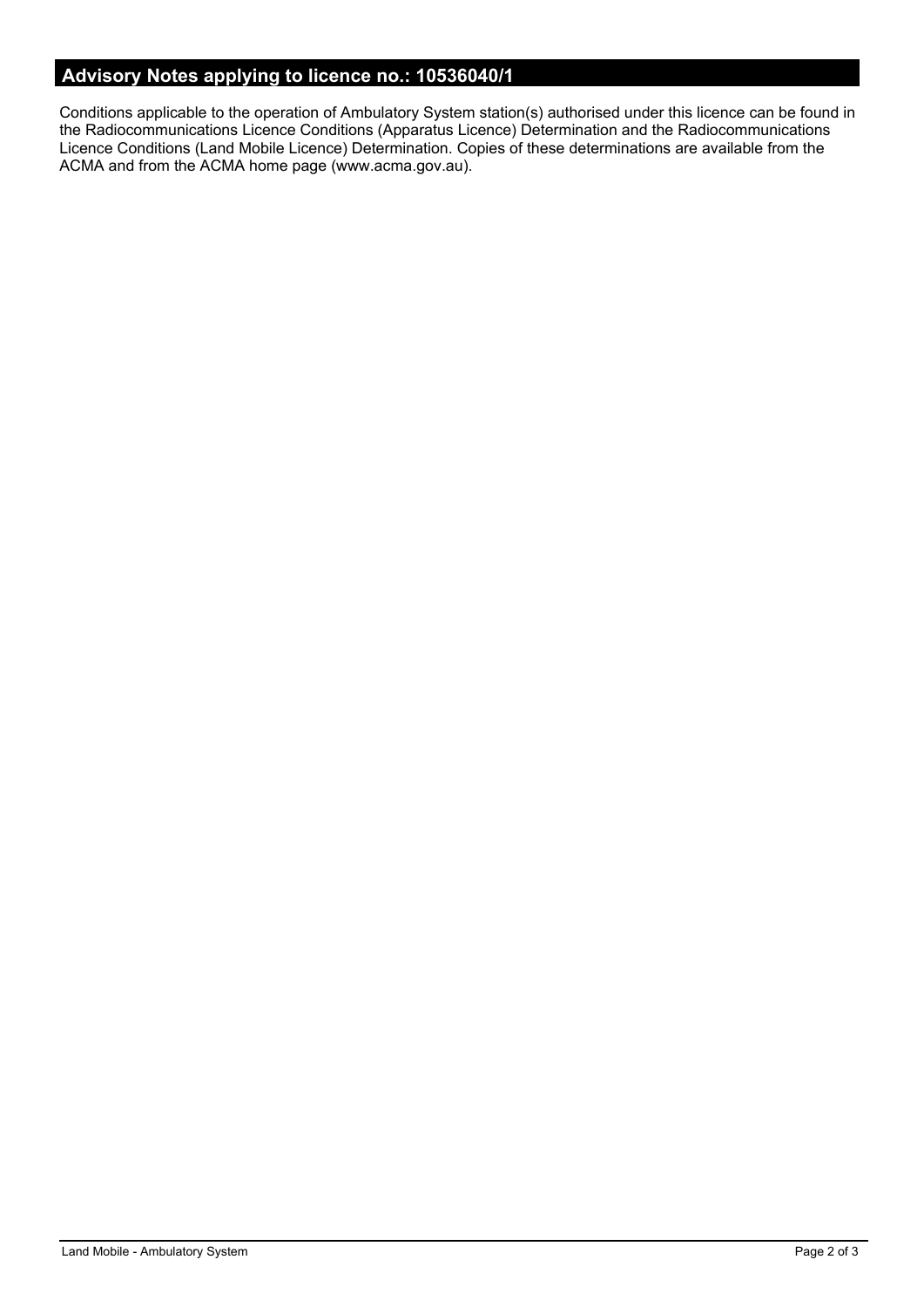## Advisory Notes applying to licence no.: 10536040/1

Conditions applicable to the operation of Ambulatory System station(s) authorised under this licence can be found in the Radiocommunications Licence Conditions (Apparatus Licence) Determination and the Radiocommunications Licence Conditions (Land Mobile Licence) Determination. Copies of these determinations are available from the ACMA and from the ACMA home page (www.acma.gov.au).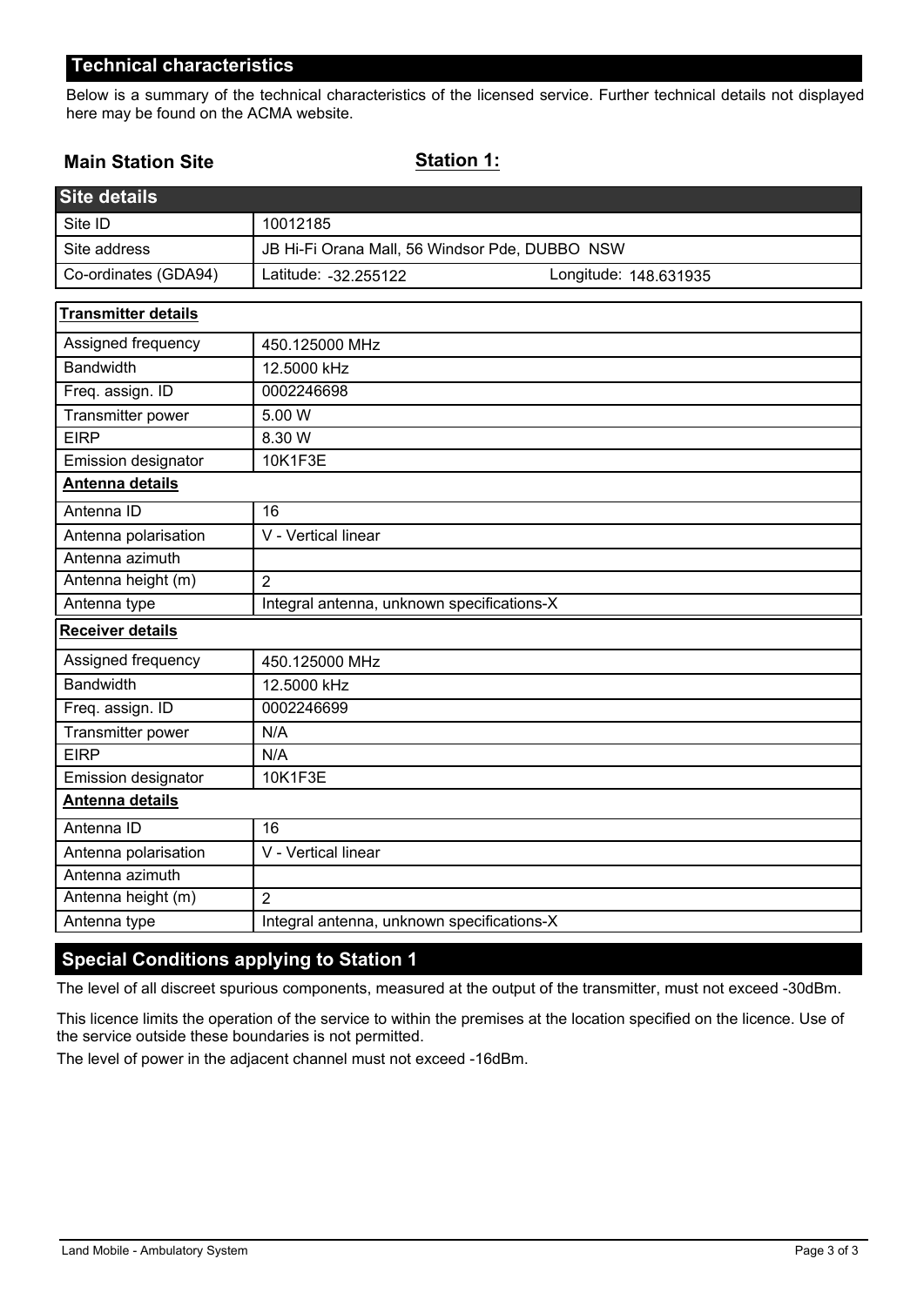## Technical characteristics

Below is a summary of the technical characteristics of the licensed service. Further technical details not displayed here may be found on the ACMA website.

**Main Station Site** **Station 1:**

| Site details | |
|---|---|
| Site ID | 10012185 |
| Site address | JB Hi-Fi Orana Mall, 56 Windsor Pde, DUBBO NSW |
| Co-ordinates (GDA94) | Latitude: -32.255122 Longitude: 148.631935 |

| Transmitter details | |
|---|---|
| Assigned frequency | 450.125000 MHz |
| Bandwidth | 12.5000 kHz |
| Freq. assign. ID | 0002246698 |
| Transmitter power | 5.00 W |
| EIRP | 8.30 W |
| Emission designator | 10K1F3E |
| **Antenna details** | |
| Antenna ID | 16 |
| Antenna polarisation | V - Vertical linear |
| Antenna azimuth | |
| Antenna height (m) | 2 |
| Antenna type | Integral antenna, unknown specifications-X |

| Receiver details | |
|---|---|
| Assigned frequency | 450.125000 MHz |
| Bandwidth | 12.5000 kHz |
| Freq. assign. ID | 0002246699 |
| Transmitter power | N/A |
| EIRP | N/A |
| Emission designator | 10K1F3E |
| **Antenna details** | |
| Antenna ID | 16 |
| Antenna polarisation | V - Vertical linear |
| Antenna azimuth | |
| Antenna height (m) | 2 |
| Antenna type | Integral antenna, unknown specifications-X |

## Special Conditions applying to Station 1

The level of all discreet spurious components, measured at the output of the transmitter, must not exceed -30dBm.

This licence limits the operation of the service to within the premises at the location specified on the licence. Use of the service outside these boundaries is not permitted.

The level of power in the adjacent channel must not exceed -16dBm.